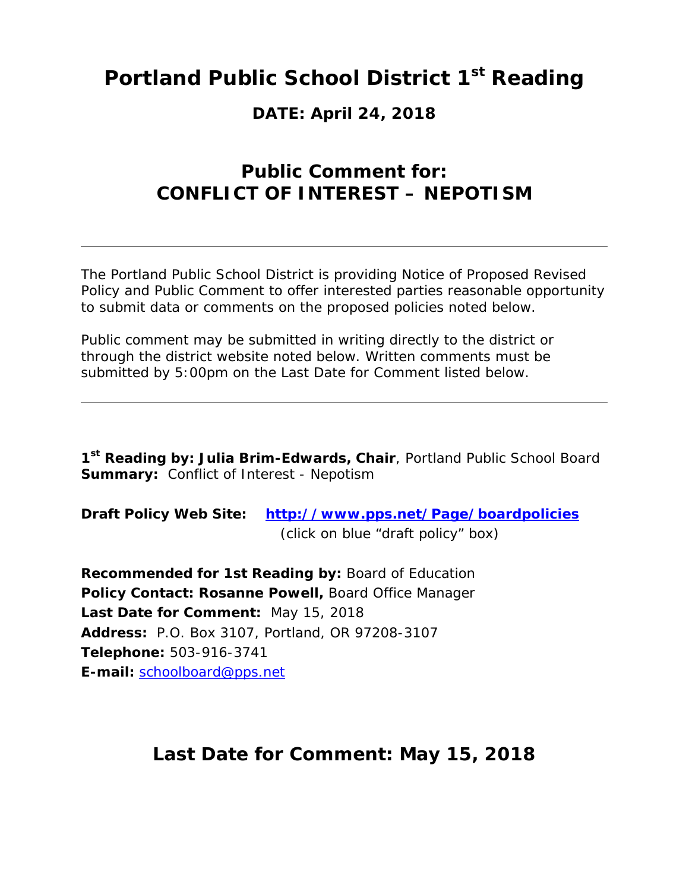# Portland Public School District 1st Reading

## DATE: April 24, 2018

## Public Comment for: CONFLICT OF INTEREST – NEPOTISM

---

The Portland Public School District is providing Notice of Proposed Revised Policy and Public Comment to offer interested parties reasonable opportunity to submit data or comments on the proposed policies noted below.

Public comment may be submitted in writing directly to the district or through the district website noted below. Written comments must be submitted by 5:00pm on the Last Date for Comment listed below.

---

**1st Reading by: Julia Brim-Edwards, Chair**, Portland Public School Board
**Summary:** Conflict of Interest - Nepotism

**Draft Policy Web Site:** **http://www.pps.net/Page/boardpolicies**
(click on blue "draft policy" box)

**Recommended for 1st Reading by:** Board of Education
**Policy Contact: Rosanne Powell,** Board Office Manager
**Last Date for Comment:** May 15, 2018
**Address:** P.O. Box 3107, Portland, OR 97208-3107
**Telephone:** 503-916-3741
**E-mail:** schoolboard@pps.net

## Last Date for Comment: May 15, 2018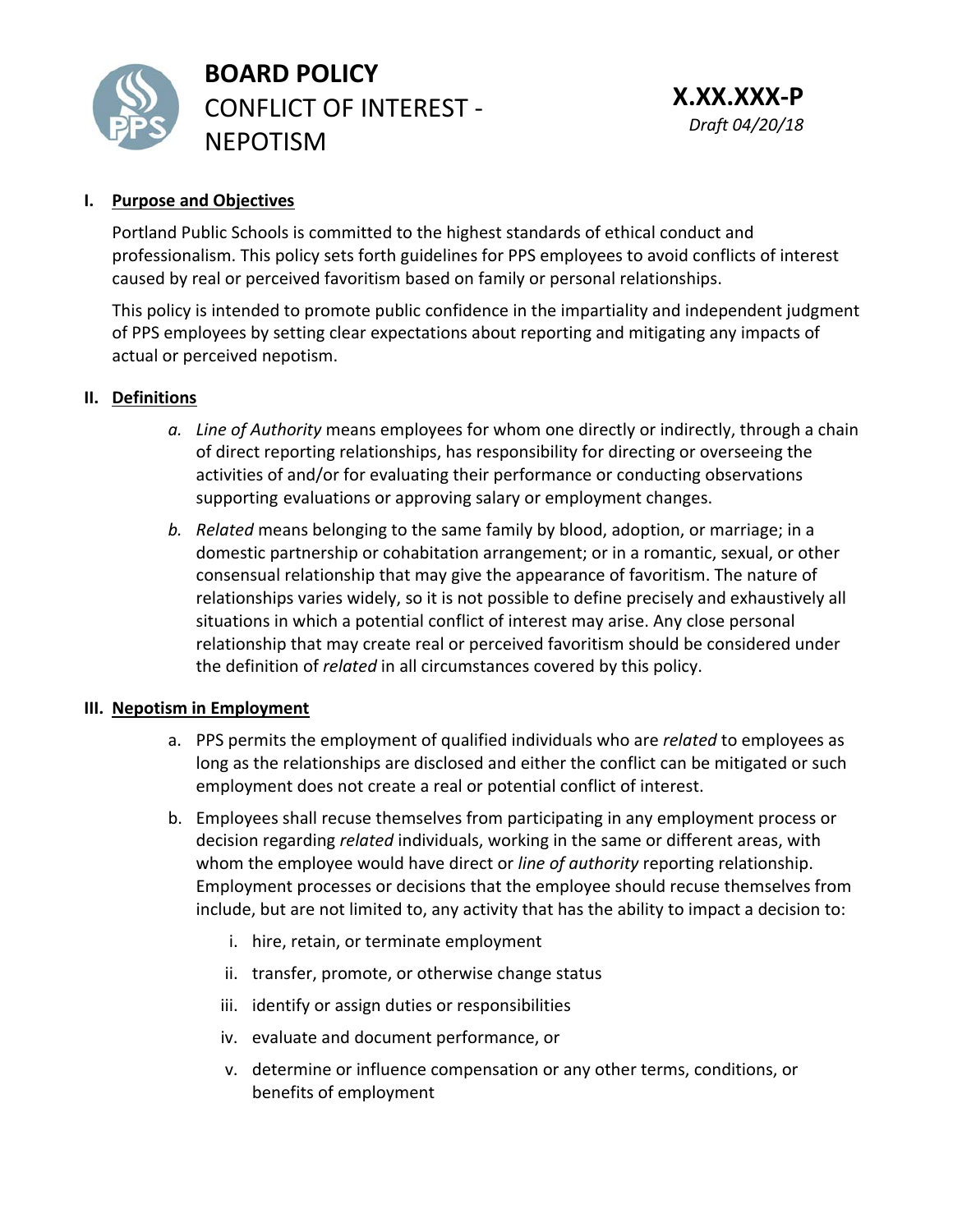# BOARD POLICY
## CONFLICT OF INTEREST - NEPOTISM

**X.XX.XXX-P**
*Draft 04/20/18*

**I. Purpose and Objectives**

Portland Public Schools is committed to the highest standards of ethical conduct and professionalism. This policy sets forth guidelines for PPS employees to avoid conflicts of interest caused by real or perceived favoritism based on family or personal relationships.

This policy is intended to promote public confidence in the impartiality and independent judgment of PPS employees by setting clear expectations about reporting and mitigating any impacts of actual or perceived nepotism.

**II. Definitions**

*a. Line of Authority* means employees for whom one directly or indirectly, through a chain of direct reporting relationships, has responsibility for directing or overseeing the activities of and/or for evaluating their performance or conducting observations supporting evaluations or approving salary or employment changes.

*b. Related* means belonging to the same family by blood, adoption, or marriage; in a domestic partnership or cohabitation arrangement; or in a romantic, sexual, or other consensual relationship that may give the appearance of favoritism. The nature of relationships varies widely, so it is not possible to define precisely and exhaustively all situations in which a potential conflict of interest may arise. Any close personal relationship that may create real or perceived favoritism should be considered under the definition of *related* in all circumstances covered by this policy.

**III. Nepotism in Employment**

a. PPS permits the employment of qualified individuals who are *related* to employees as long as the relationships are disclosed and either the conflict can be mitigated or such employment does not create a real or potential conflict of interest.

b. Employees shall recuse themselves from participating in any employment process or decision regarding *related* individuals, working in the same or different areas, with whom the employee would have direct or *line of authority* reporting relationship. Employment processes or decisions that the employee should recuse themselves from include, but are not limited to, any activity that has the ability to impact a decision to:

   i. hire, retain, or terminate employment

   ii. transfer, promote, or otherwise change status

   iii. identify or assign duties or responsibilities

   iv. evaluate and document performance, or

   v. determine or influence compensation or any other terms, conditions, or benefits of employment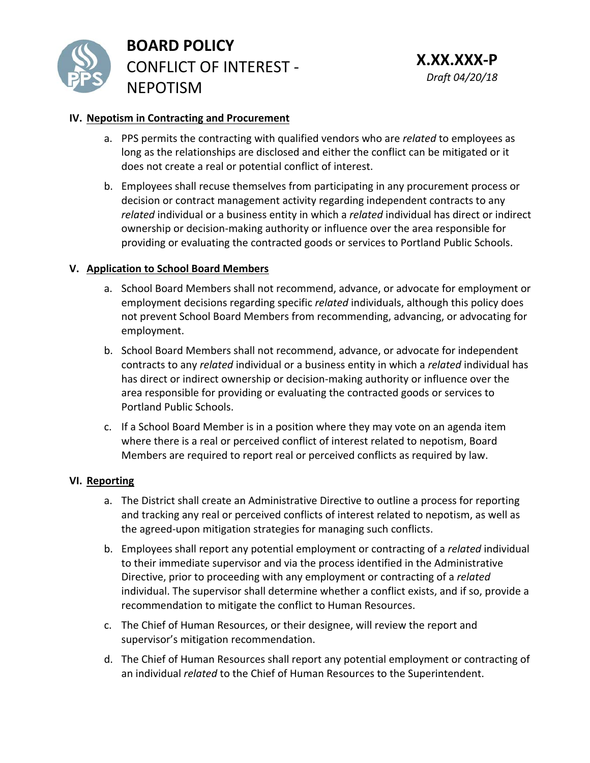### IV. Nepotism in Contracting and Procurement

a. PPS permits the contracting with qualified vendors who are *related* to employees as long as the relationships are disclosed and either the conflict can be mitigated or it does not create a real or potential conflict of interest.

b. Employees shall recuse themselves from participating in any procurement process or decision or contract management activity regarding independent contracts to any *related* individual or a business entity in which a *related* individual has direct or indirect ownership or decision-making authority or influence over the area responsible for providing or evaluating the contracted goods or services to Portland Public Schools.

### V. Application to School Board Members

a. School Board Members shall not recommend, advance, or advocate for employment or employment decisions regarding specific *related* individuals, although this policy does not prevent School Board Members from recommending, advancing, or advocating for employment.

b. School Board Members shall not recommend, advance, or advocate for independent contracts to any *related* individual or a business entity in which a *related* individual has has direct or indirect ownership or decision-making authority or influence over the area responsible for providing or evaluating the contracted goods or services to Portland Public Schools.

c. If a School Board Member is in a position where they may vote on an agenda item where there is a real or perceived conflict of interest related to nepotism, Board Members are required to report real or perceived conflicts as required by law.

### VI. Reporting

a. The District shall create an Administrative Directive to outline a process for reporting and tracking any real or perceived conflicts of interest related to nepotism, as well as the agreed-upon mitigation strategies for managing such conflicts.

b. Employees shall report any potential employment or contracting of a *related* individual to their immediate supervisor and via the process identified in the Administrative Directive, prior to proceeding with any employment or contracting of a *related* individual. The supervisor shall determine whether a conflict exists, and if so, provide a recommendation to mitigate the conflict to Human Resources.

c. The Chief of Human Resources, or their designee, will review the report and supervisor's mitigation recommendation.

d. The Chief of Human Resources shall report any potential employment or contracting of an individual *related* to the Chief of Human Resources to the Superintendent.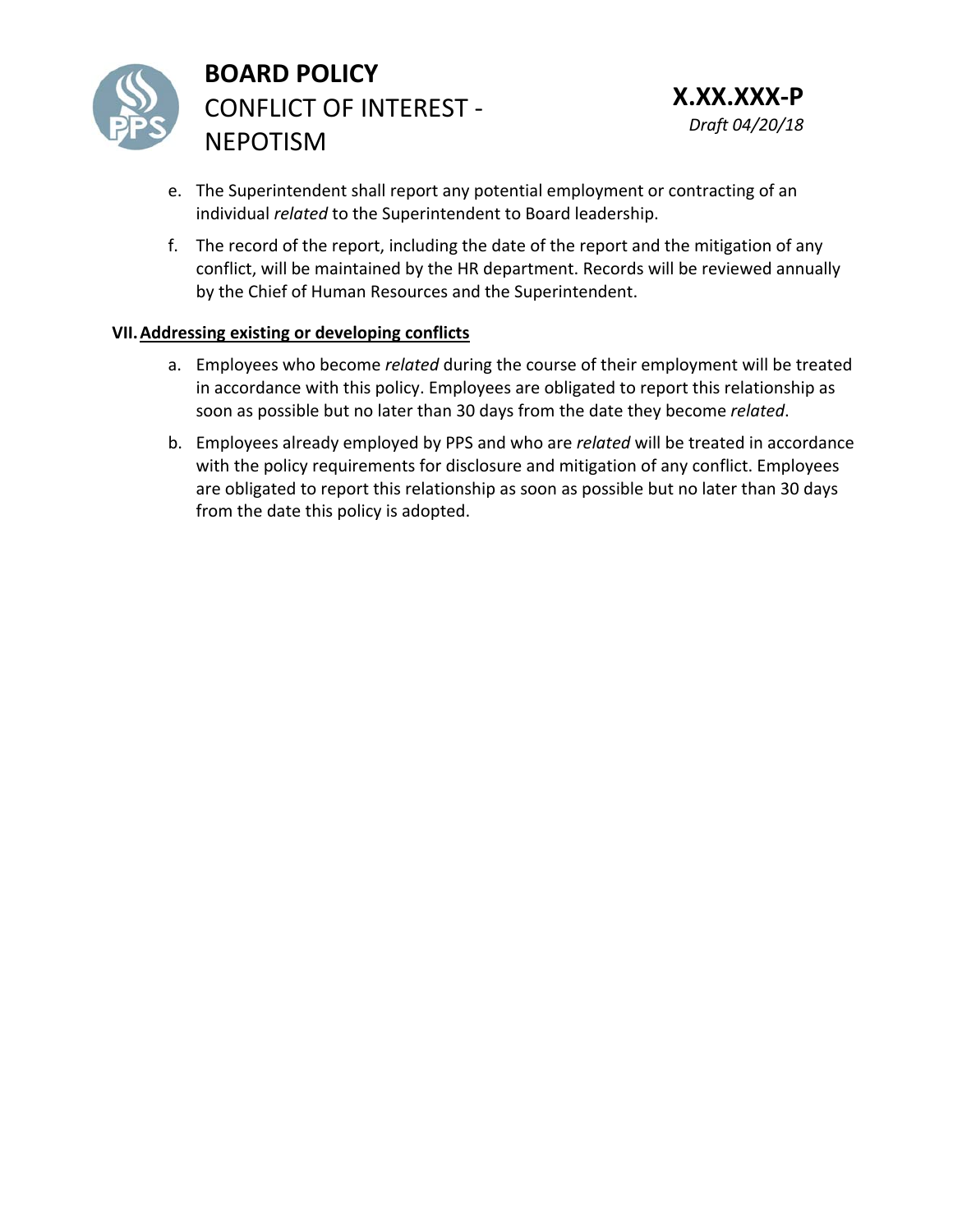e. The Superintendent shall report any potential employment or contracting of an individual *related* to the Superintendent to Board leadership.

f. The record of the report, including the date of the report and the mitigation of any conflict, will be maintained by the HR department. Records will be reviewed annually by the Chief of Human Resources and the Superintendent.

**VII. Addressing existing or developing conflicts**

a. Employees who become *related* during the course of their employment will be treated in accordance with this policy. Employees are obligated to report this relationship as soon as possible but no later than 30 days from the date they become *related*.

b. Employees already employed by PPS and who are *related* will be treated in accordance with the policy requirements for disclosure and mitigation of any conflict. Employees are obligated to report this relationship as soon as possible but no later than 30 days from the date this policy is adopted.